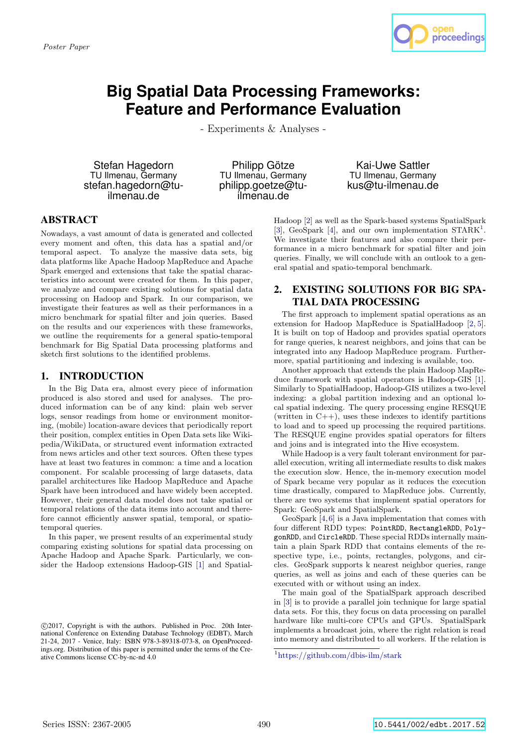*Poster Paper*

# Big Spatial Data Processing Frameworks: Feature and Performance Evaluation

- Experiments & Analyses -

Stefan Hagedorn
TU Ilmenau, Germany
stefan.hagedorn@tu-ilmenau.de

Philipp Götze
TU Ilmenau, Germany
philipp.goetze@tu-ilmenau.de

Kai-Uwe Sattler
TU Ilmenau, Germany
kus@tu-ilmenau.de

## ABSTRACT

Nowadays, a vast amount of data is generated and collected every moment and often, this data has a spatial and/or temporal aspect. To analyze the massive data sets, big data platforms like Apache Hadoop MapReduce and Apache Spark emerged and extensions that take the spatial characteristics into account were created for them. In this paper, we analyze and compare existing solutions for spatial data processing on Hadoop and Spark. In our comparison, we investigate their features as well as their performances in a micro benchmark for spatial filter and join queries. Based on the results and our experiences with these frameworks, we outline the requirements for a general spatio-temporal benchmark for Big Spatial Data processing platforms and sketch first solutions to the identified problems.

## 1. INTRODUCTION

In the Big Data era, almost every piece of information produced is also stored and used for analyses. The produced information can be of any kind: plain web server logs, sensor readings from home or environment monitoring, (mobile) location-aware devices that periodically report their position, complex entities in Open Data sets like Wikipedia/WikiData, or structured event information extracted from news articles and other text sources. Often these types have at least two features in common: a time and a location component. For scalable processing of large datasets, data parallel architectures like Hadoop MapReduce and Apache Spark have been introduced and have widely been accepted. However, their general data model does not take spatial or temporal relations of the data items into account and therefore cannot efficiently answer spatial, temporal, or spatio-temporal queries.

In this paper, we present results of an experimental study comparing existing solutions for spatial data processing on Apache Hadoop and Apache Spark. Particularly, we consider the Hadoop extensions Hadoop-GIS [1] and SpatialHadoop [2] as well as the Spark-based systems SpatialSpark [3], GeoSpark [4], and our own implementation STARK[1]. We investigate their features and also compare their performance in a micro benchmark for spatial filter and join queries. Finally, we will conclude with an outlook to a general spatial and spatio-temporal benchmark.

©2017, Copyright is with the authors. Published in Proc. 20th International Conference on Extending Database Technology (EDBT), March 21-24, 2017 - Venice, Italy: ISBN 978-3-89318-073-8, on OpenProceedings.org. Distribution of this paper is permitted under the terms of the Creative Commons license CC-by-nc-nd 4.0

## 2. EXISTING SOLUTIONS FOR BIG SPATIAL DATA PROCESSING

The first approach to implement spatial operations as an extension for Hadoop MapReduce is SpatialHadoop [2, 5]. It is built on top of Hadoop and provides spatial operators for range queries, k nearest neighbors, and joins that can be integrated into any Hadoop MapReduce program. Furthermore, spatial partitioning and indexing is available, too.

Another approach that extends the plain Hadoop MapReduce framework with spatial operators is Hadoop-GIS [1]. Similarly to SpatialHadoop, Hadoop-GIS utilizes a two-level indexing: a global partition indexing and an optional local spatial indexing. The query processing engine RESQUE (written in C++), uses these indexes to identify partitions to load and to speed up processing the required partitions. The RESQUE engine provides spatial operators for filters and joins and is integrated into the Hive ecosystem.

While Hadoop is a very fault tolerant environment for parallel execution, writing all intermediate results to disk makes the execution slow. Hence, the in-memory execution model of Spark became very popular as it reduces the execution time drastically, compared to MapReduce jobs. Currently, there are two systems that implement spatial operators for Spark: GeoSpark and SpatialSpark.

GeoSpark [4, 6] is a Java implementation that comes with four different RDD types: `PointRDD`, `RectangleRDD`, `PolygonRDD`, and `CircleRDD`. These special RDDs internally maintain a plain Spark RDD that contains elements of the respective type, i.e., points, rectangles, polygons, and circles. GeoSpark supports k nearest neighbor queries, range queries, as well as joins and each of these queries can be executed with or without using an index.

The main goal of the SpatialSpark approach described in [3] is to provide a parallel join technique for large spatial data sets. For this, they focus on data processing on parallel hardware like multi-core CPUs and GPUs. SpatialSpark implements a broadcast join, where the right relation is read into memory and distributed to all workers. If the relation is

[1] https://github.com/dbis-ilm/stark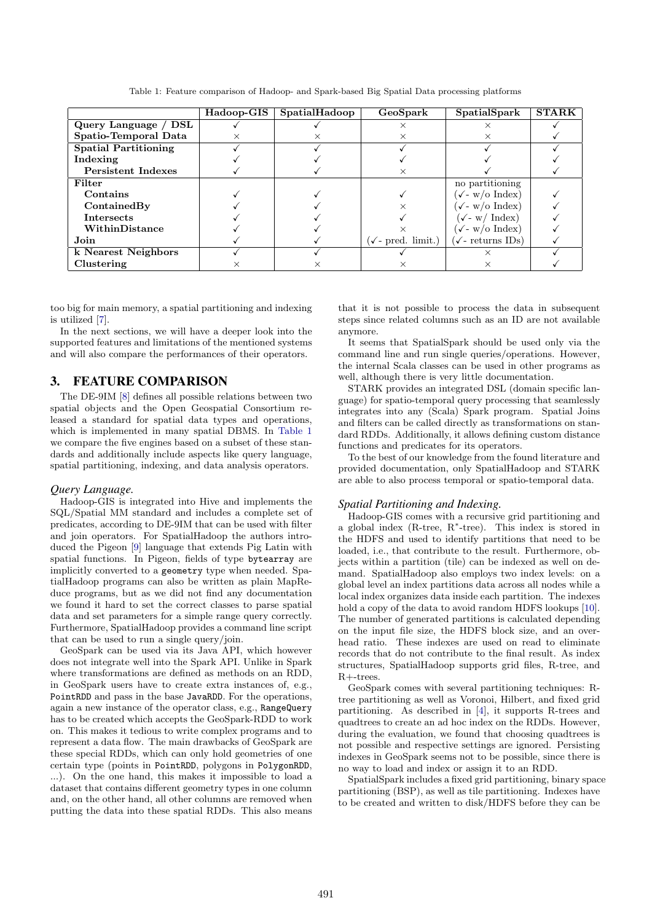Table 1: Feature comparison of Hadoop- and Spark-based Big Spatial Data processing platforms

| | Hadoop-GIS | SpatialHadoop | GeoSpark | SpatialSpark | STARK |
|---|---|---|---|---|---|
| **Query Language / DSL** | ✓ | ✓ | × | × | ✓ |
| **Spatio-Temporal Data** | × | × | × | × | ✓ |
| **Spatial Partitioning** | ✓ | ✓ | ✓ | ✓ | ✓ |
| **Indexing** | ✓ | ✓ | ✓ | ✓ | ✓ |
| **Persistent Indexes** | ✓ | ✓ | × | ✓ | ✓ |
| **Filter** | | | | no partitioning | |
| **Contains** | ✓ | ✓ | ✓ | (✓- w/o Index) | ✓ |
| **ContainedBy** | ✓ | ✓ | × | (✓- w/o Index) | ✓ |
| **Intersects** | ✓ | ✓ | ✓ | (✓- w/ Index) | ✓ |
| **WithinDistance** | ✓ | ✓ | × | (✓- w/o Index) | ✓ |
| **Join** | ✓ | ✓ | (✓- pred. limit.) | (✓- returns IDs) | ✓ |
| **k Nearest Neighbors** | ✓ | ✓ | ✓ | × | ✓ |
| **Clustering** | × | × | × | × | ✓ |

too big for main memory, a spatial partitioning and indexing is utilized [7].

In the next sections, we will have a deeper look into the supported features and limitations of the mentioned systems and will also compare the performances of their operators.

## 3. FEATURE COMPARISON

The DE-9IM [8] defines all possible relations between two spatial objects and the Open Geospatial Consortium released a standard for spatial data types and operations, which is implemented in many spatial DBMS. In Table 1 we compare the five engines based on a subset of these standards and additionally include aspects like query language, spatial partitioning, indexing, and data analysis operators.

### *Query Language.*

Hadoop-GIS is integrated into Hive and implements the SQL/Spatial MM standard and includes a complete set of predicates, according to DE-9IM that can be used with filter and join operators. For SpatialHadoop the authors introduced the Pigeon [9] language that extends Pig Latin with spatial functions. In Pigeon, fields of type `bytearray` are implicitly converted to a `geometry` type when needed. SpatialHadoop programs can also be written as plain MapReduce programs, but as we did not find any documentation we found it hard to set the correct classes to parse spatial data and set parameters for a simple range query correctly. Furthermore, SpatialHadoop provides a command line script that can be used to run a single query/join.

GeoSpark can be used via its Java API, which however does not integrate well into the Spark API. Unlike in Spark where transformations are defined as methods on an RDD, in GeoSpark users have to create extra instances of, e.g., `PointRDD` and pass in the base `JavaRDD`. For the operations, again a new instance of the operator class, e.g., `RangeQuery` has to be created which accepts the GeoSpark-RDD to work on. This makes it tedious to write complex programs and to represent a data flow. The main drawbacks of GeoSpark are these special RDDs, which can only hold geometries of one certain type (points in `PointRDD`, polygons in `PolygonRDD`, ...). On the one hand, this makes it impossible to load a dataset that contains different geometry types in one column and, on the other hand, all other columns are removed when putting the data into these spatial RDDs. This also means that it is not possible to process the data in subsequent steps since related columns such as an ID are not available anymore.

It seems that SpatialSpark should be used only via the command line and run single queries/operations. However, the internal Scala classes can be used in other programs as well, although there is very little documentation.

STARK provides an integrated DSL (domain specific language) for spatio-temporal query processing that seamlessly integrates into any (Scala) Spark program. Spatial Joins and filters can be called directly as transformations on standard RDDs. Additionally, it allows defining custom distance functions and predicates for its operators.

To the best of our knowledge from the found literature and provided documentation, only SpatialHadoop and STARK are able to also process temporal or spatio-temporal data.

### *Spatial Partitioning and Indexing.*

Hadoop-GIS comes with a recursive grid partitioning and a global index (R-tree, R*-tree). This index is stored in the HDFS and used to identify partitions that need to be loaded, i.e., that contribute to the result. Furthermore, objects within a partition (tile) can be indexed as well on demand. SpatialHadoop also employs two index levels: on a global level an index partitions data across all nodes while a local index organizes data inside each partition. The indexes hold a copy of the data to avoid random HDFS lookups [10]. The number of generated partitions is calculated depending on the input file size, the HDFS block size, and an overhead ratio. These indexes are used on read to eliminate records that do not contribute to the final result. As index structures, SpatialHadoop supports grid files, R-tree, and R+-trees.

GeoSpark comes with several partitioning techniques: R-tree partitioning as well as Voronoi, Hilbert, and fixed grid partitioning. As described in [4], it supports R-trees and quadtrees to create an ad hoc index on the RDDs. However, during the evaluation, we found that choosing quadtrees is not possible and respective settings are ignored. Persisting indexes in GeoSpark seems not to be possible, since there is no way to load and index or assign it to an RDD.

SpatialSpark includes a fixed grid partitioning, binary space partitioning (BSP), as well as tile partitioning. Indexes have to be created and written to disk/HDFS before they can be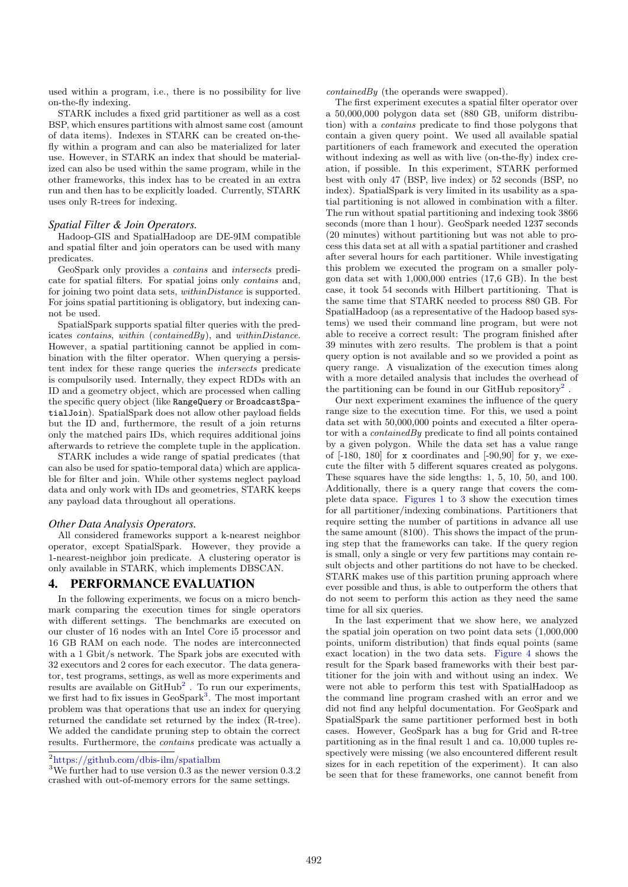used within a program, i.e., there is no possibility for live on-the-fly indexing.

STARK includes a fixed grid partitioner as well as a cost BSP, which ensures partitions with almost same cost (amount of data items). Indexes in STARK can be created on-the-fly within a program and can also be materialized for later use. However, in STARK an index that should be materialized can also be used within the same program, while in the other frameworks, this index has to be created in an extra run and then has to be explicitly loaded. Currently, STARK uses only R-trees for indexing.

### Spatial Filter & Join Operators.

Hadoop-GIS and SpatialHadoop are DE-9IM compatible and spatial filter and join operators can be used with many predicates.

GeoSpark only provides a *contains* and *intersects* predicate for spatial filters. For spatial joins only *contains* and, for joining two point data sets, *withinDistance* is supported. For joins spatial partitioning is obligatory, but indexing cannot be used.

SpatialSpark supports spatial filter queries with the predicates *contains*, *within* (*containedBy*), and *withinDistance*. However, a spatial partitioning cannot be applied in combination with the filter operator. When querying a persistent index for these range queries the *intersects* predicate is compulsorily used. Internally, they expect RDDs with an ID and a geometry object, which are processed when calling the specific query object (like `RangeQuery` or `BroadcastSpatialJoin`). SpatialSpark does not allow other payload fields but the ID and, furthermore, the result of a join returns only the matched pairs IDs, which requires additional joins afterwards to retrieve the complete tuple in the application.

STARK includes a wide range of spatial predicates (that can also be used for spatio-temporal data) which are applicable for filter and join. While other systems neglect payload data and only work with IDs and geometries, STARK keeps any payload data throughout all operations.

### Other Data Analysis Operators.

All considered frameworks support a k-nearest neighbor operator, except SpatialSpark. However, they provide a 1-nearest-neighbor join predicate. A clustering operator is only available in STARK, which implements DBSCAN.

## 4. PERFORMANCE EVALUATION

In the following experiments, we focus on a micro benchmark comparing the execution times for single operators with different settings. The benchmarks are executed on our cluster of 16 nodes with an Intel Core i5 processor and 16 GB RAM on each node. The nodes are interconnected with a 1 Gbit/s network. The Spark jobs are executed with 32 executors and 2 cores for each executor. The data generator, test programs, settings, as well as more experiments and results are available on GitHub[2]. To run our experiments, we first had to fix issues in GeoSpark[3]. The most important problem was that operations that use an index for querying returned the candidate set returned by the index (R-tree). We added the candidate pruning step to obtain the correct results. Furthermore, the *contains* predicate was actually a *containedBy* (the operands were swapped).

The first experiment executes a spatial filter operator over a 50,000,000 polygon data set (880 GB, uniform distribution) with a *contains* predicate to find those polygons that contain a given query point. We used all available spatial partitioners of each framework and executed the operation without indexing as well as with live (on-the-fly) index creation, if possible. In this experiment, STARK performed best with only 47 (BSP, live index) or 52 seconds (BSP, no index). SpatialSpark is very limited in its usability as a spatial partitioning is not allowed in combination with a filter. The run without spatial partitioning and indexing took 3866 seconds (more than 1 hour). GeoSpark needed 1237 seconds (20 minutes) without partitioning but was not able to process this data set at all with a spatial partitioner and crashed after several hours for each partitioner. While investigating this problem we executed the program on a smaller polygon data set with 1,000,000 entries (17,6 GB). In the best case, it took 54 seconds with Hilbert partitioning. That is the same time that STARK needed to process 880 GB. For SpatialHadoop (as a representative of the Hadoop based systems) we used their command line program, but were not able to receive a correct result: The program finished after 39 minutes with zero results. The problem is that a point query option is not available and so we provided a point as query range. A visualization of the execution times along with a more detailed analysis that includes the overhead of the partitioning can be found in our GitHub repository[2].

Our next experiment examines the influence of the query range size to the execution time. For this, we used a point data set with 50,000,000 points and executed a filter operator with a *containedBy* predicate to find all points contained by a given polygon. While the data set has a value range of [-180, 180] for `x` coordinates and [-90,90] for `y`, we execute the filter with 5 different squares created as polygons. These squares have the side lengths: 1, 5, 10, 50, and 100. Additionally, there is a query range that covers the complete data space. Figures 1 to 3 show the execution times for all partitioner/indexing combinations. Partitioners that require setting the number of partitions in advance all use the same amount (8100). This shows the impact of the pruning step that the frameworks can take. If the query region is small, only a single or very few partitions may contain result objects and other partitions do not have to be checked. STARK makes use of this partition pruning approach where ever possible and thus, is able to outperform the others that do not seem to perform this action as they need the same time for all six queries.

In the last experiment that we show here, we analyzed the spatial join operation on two point data sets (1,000,000 points, uniform distribution) that finds equal points (same exact location) in the two data sets. Figure 4 shows the result for the Spark based frameworks with their best partitioner for the join with and without using an index. We were not able to perform this test with SpatialHadoop as the command line program crashed with an error and we did not find any helpful documentation. For GeoSpark and SpatialSpark the same partitioner performed best in both cases. However, GeoSpark has a bug for Grid and R-tree partitioning as in the final result 1 and ca. 10,000 tuples respectively were missing (we also encountered different result sizes for in each repetition of the experiment). It can also be seen that for these frameworks, one cannot benefit from

[2] https://github.com/dbis-ilm/spatialbm

[3] We further had to use version 0.3 as the newer version 0.3.2 crashed with out-of-memory errors for the same settings.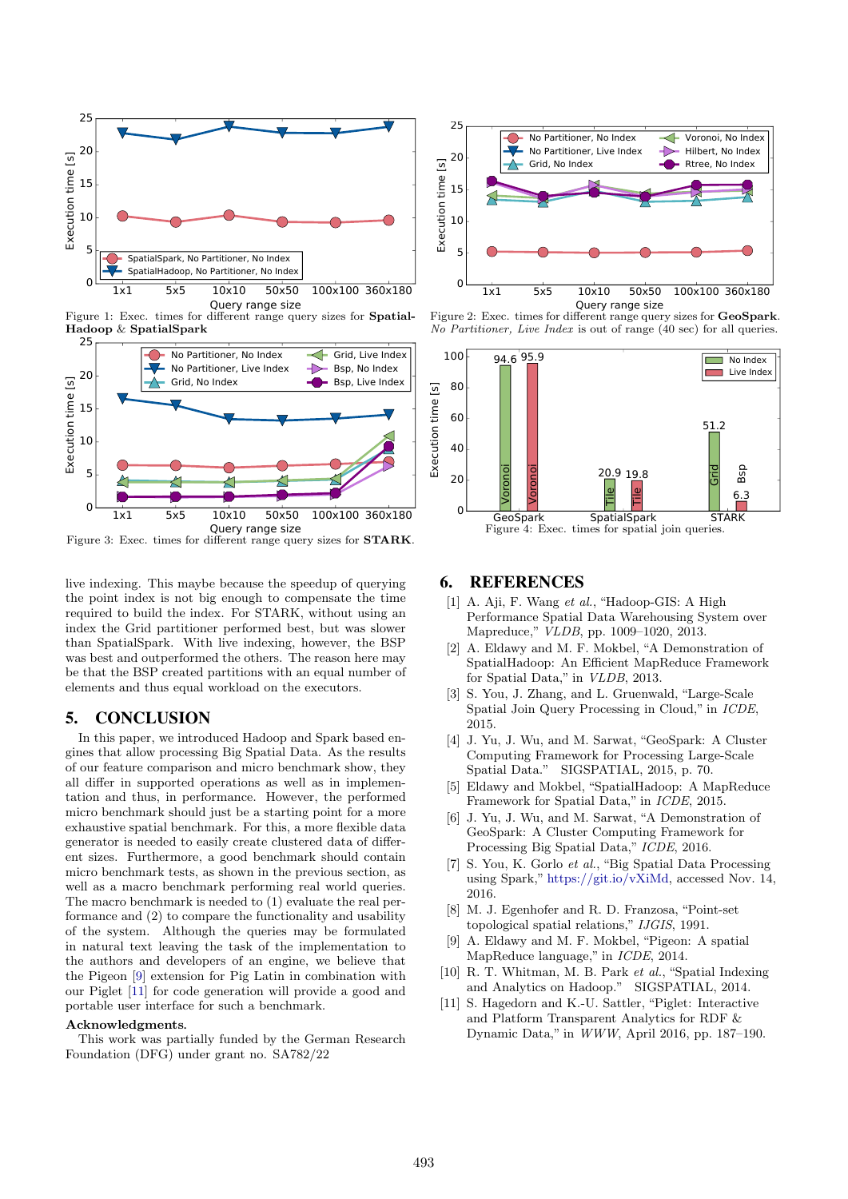25
20
15
10
5
0
Execution time [s]
1x1 5x5 10x10 50x50 100x100 360x180
Query range size
SpatialSpark, No Partitioner, No Index
SpatialHadoop, No Partitioner, No Index

Figure 1: Exec. times for different range query sizes for **SpatialHadoop** & **SpatialSpark**

25
20
15
10
5
0
Execution time [s]
1x1 5x5 10x10 50x50 100x100 360x180
Query range size
No Partitioner, No Index
No Partitioner, Live Index
Grid, No Index
Voronoi, No Index
Hilbert, No Index
Rtree, No Index

Figure 2: Exec. times for different range query sizes for **GeoSpark**. *No Partitioner, Live Index* is out of range (40 sec) for all queries.

25
20
15
10
5
0
Execution time [s]
1x1 5x5 10x10 50x50 100x100 360x180
Query range size
No Partitioner, No Index
No Partitioner, Live Index
Grid, No Index
Grid, Live Index
Bsp, No Index
Bsp, Live Index

Figure 3: Exec. times for different range query sizes for **STARK**.

100
80
60
40
20
0
Execution time [s]
94.6 95.9
Voronoi Voronoi
20.9 19.8
Tile Tile
51.2
Grid
6.3
Bsp
GeoSpark SpatialSpark STARK
No Index
Live Index

Figure 4: Exec. times for spatial join queries.

live indexing. This maybe because the speedup of querying the point index is not big enough to compensate the time required to build the index. For STARK, without using an index the Grid partitioner performed best, but was slower than SpatialSpark. With live indexing, however, the BSP was best and outperformed the others. The reason here may be that the BSP created partitions with an equal number of elements and thus equal workload on the executors.

## 5. CONCLUSION

In this paper, we introduced Hadoop and Spark based engines that allow processing Big Spatial Data. As the results of our feature comparison and micro benchmark show, they all differ in supported operations as well as in implementation and thus, in performance. However, the performed micro benchmark should just be a starting point for a more exhaustive spatial benchmark. For this, a more flexible data generator is needed to easily create clustered data of different sizes. Furthermore, a good benchmark should contain micro benchmark tests, as shown in the previous section, as well as a macro benchmark performing real world queries. The macro benchmark is needed to (1) evaluate the real performance and (2) to compare the functionality and usability of the system. Although the queries may be formulated in natural text leaving the task of the implementation to the authors and developers of an engine, we believe that the Pigeon [9] extension for Pig Latin in combination with our Piglet [11] for code generation will provide a good and portable user interface for such a benchmark.

**Acknowledgments.**
This work was partially funded by the German Research Foundation (DFG) under grant no. SA782/22

## 6. REFERENCES

[1] A. Aji, F. Wang *et al.*, "Hadoop-GIS: A High Performance Spatial Data Warehousing System over Mapreduce," *VLDB*, pp. 1009–1020, 2013.

[2] A. Eldawy and M. F. Mokbel, "A Demonstration of SpatialHadoop: An Efficient MapReduce Framework for Spatial Data," in *VLDB*, 2013.

[3] S. You, J. Zhang, and L. Gruenwald, "Large-Scale Spatial Join Query Processing in Cloud," in *ICDE*, 2015.

[4] J. Yu, J. Wu, and M. Sarwat, "GeoSpark: A Cluster Computing Framework for Processing Large-Scale Spatial Data." SIGSPATIAL, 2015, p. 70.

[5] Eldawy and Mokbel, "SpatialHadoop: A MapReduce Framework for Spatial Data," in *ICDE*, 2015.

[6] J. Yu, J. Wu, and M. Sarwat, "A Demonstration of GeoSpark: A Cluster Computing Framework for Processing Big Spatial Data," *ICDE*, 2016.

[7] S. You, K. Gorlo *et al.*, "Big Spatial Data Processing using Spark," https://git.io/vXiMd, accessed Nov. 14, 2016.

[8] M. J. Egenhofer and R. D. Franzosa, "Point-set topological spatial relations," *IJGIS*, 1991.

[9] A. Eldawy and M. F. Mokbel, "Pigeon: A spatial MapReduce language," in *ICDE*, 2014.

[10] R. T. Whitman, M. B. Park *et al.*, "Spatial Indexing and Analytics on Hadoop." SIGSPATIAL, 2014.

[11] S. Hagedorn and K.-U. Sattler, "Piglet: Interactive and Platform Transparent Analytics for RDF & Dynamic Data," in *WWW*, April 2016, pp. 187–190.